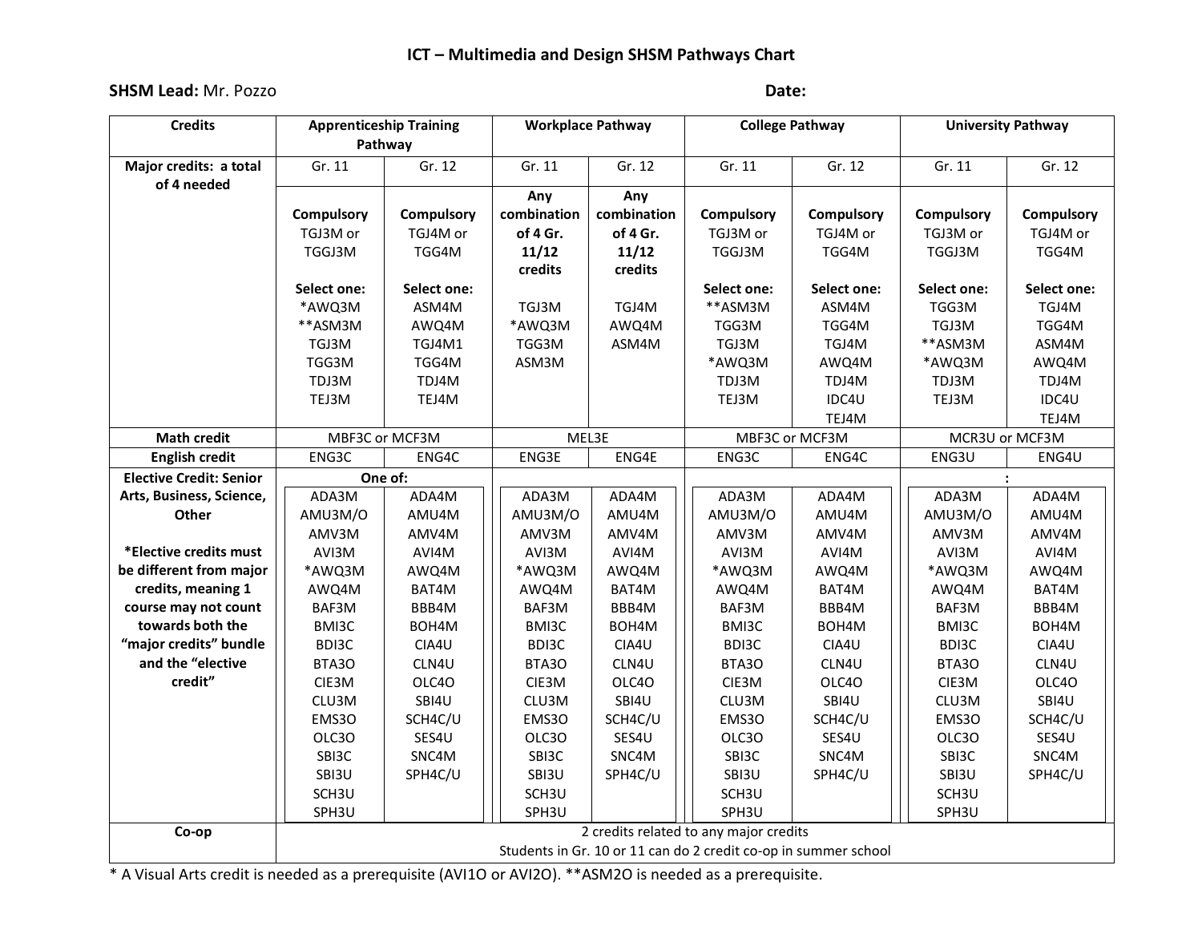# ICT – Multimedia and Design SHSM Pathways Chart

**SHSM Lead:** Mr. Pozzo **Date:**

| Credits | Apprenticeship Training Pathway | | Workplace Pathway | | College Pathway | | University Pathway | |
|---|---|---|---|---|---|---|---|---|
| **Major credits: a total of 4 needed** | Gr. 11 | Gr. 12 | Gr. 11 | Gr. 12 | Gr. 11 | Gr. 12 | Gr. 11 | Gr. 12 |
| | **Compulsory** TGJ3M or TGGJ3M<br><br>**Select one:**<br>*AWQ3M<br>**ASM3M<br>TGJ3M<br>TGG3M<br>TDJ3M<br>TEJ3M | **Compulsory** TGJ4M or TGG4M<br><br>**Select one:**<br>ASM4M<br>AWQ4M<br>TGJ4M1<br>TGG4M<br>TDJ4M<br>TEJ4M | **Any combination of 4 Gr. 11/12 credits**<br><br>TGJ3M<br>*AWQ3M<br>TGG3M<br>ASM3M | **Any combination of 4 Gr. 11/12 credits**<br><br>TGJ4M<br>AWQ4M<br>ASM4M | **Compulsory** TGJ3M or TGGJ3M<br><br>**Select one:**<br>**ASM3M<br>TGG3M<br>TGJ3M<br>*AWQ3M<br>TDJ3M<br>TEJ3M | **Compulsory** TGJ4M or TGG4M<br><br>**Select one:**<br>ASM4M<br>TGG4M<br>TGJ4M<br>AWQ4M<br>TDJ4M<br>IDC4U<br>TEJ4M | **Compulsory** TGJ3M or TGGJ3M<br><br>**Select one:**<br>TGG3M<br>TGJ3M<br>**ASM3M<br>*AWQ3M<br>TDJ3M<br>TEJ3M | **Compulsory** TGJ4M or TGG4M<br><br>**Select one:**<br>TGJ4M<br>TGG4M<br>ASM4M<br>AWQ4M<br>TDJ4M<br>IDC4U<br>TEJ4M |
| **Math credit** | MBF3C or MCF3M | | MEL3E | | MBF3C or MCF3M | | MCR3U or MCF3M | |
| **English credit** | ENG3C | ENG4C | ENG3E | ENG4E | ENG3C | ENG4C | ENG3U | ENG4U |
| **Elective Credit: Senior Arts, Business, Science, Other**<br><br>***Elective credits must be different from major credits, meaning 1 course may not count towards both the "major credits" bundle and the "elective credit"** | **One of:** | | | | | | : | |
| | ADA3M<br>AMU3M/O<br>AMV3M<br>AVI3M<br>*AWQ3M<br>AWQ4M<br>BAF3M<br>BMI3C<br>BDI3C<br>BTA3O<br>CIE3M<br>CLU3M<br>EMS3O<br>OLC3O<br>SBI3C<br>SBI3U<br>SCH3U<br>SPH3U | ADA4M<br>AMU4M<br>AMV4M<br>AVI4M<br>AWQ4M<br>BAT4M<br>BBB4M<br>BOH4M<br>CIA4U<br>CLN4U<br>OLC4O<br>SBI4U<br>SCH4C/U<br>SES4U<br>SNC4M<br>SPH4C/U | ADA3M<br>AMU3M/O<br>AMV3M<br>AVI3M<br>*AWQ3M<br>AWQ4M<br>BAF3M<br>BMI3C<br>BDI3C<br>BTA3O<br>CIE3M<br>CLU3M<br>EMS3O<br>OLC3O<br>SBI3C<br>SBI3U<br>SCH3U<br>SPH3U | ADA4M<br>AMU4M<br>AMV4M<br>AVI4M<br>AWQ4M<br>BAT4M<br>BBB4M<br>BOH4M<br>CIA4U<br>CLN4U<br>OLC4O<br>SBI4U<br>SCH4C/U<br>SES4U<br>SNC4M<br>SPH4C/U | ADA3M<br>AMU3M/O<br>AMV3M<br>AVI3M<br>*AWQ3M<br>AWQ4M<br>BAF3M<br>BMI3C<br>BDI3C<br>BTA3O<br>CIE3M<br>CLU3M<br>EMS3O<br>OLC3O<br>SBI3C<br>SBI3U<br>SCH3U<br>SPH3U | ADA4M<br>AMU4M<br>AMV4M<br>AVI4M<br>AWQ4M<br>BAT4M<br>BBB4M<br>BOH4M<br>CIA4U<br>CLN4U<br>OLC4O<br>SBI4U<br>SCH4C/U<br>SES4U<br>SNC4M<br>SPH4C/U | ADA3M<br>AMU3M/O<br>AMV3M<br>AVI3M<br>*AWQ3M<br>AWQ4M<br>BAF3M<br>BMI3C<br>BDI3C<br>BTA3O<br>CIE3M<br>CLU3M<br>EMS3O<br>OLC3O<br>SBI3C<br>SBI3U<br>SCH3U<br>SPH3U | ADA4M<br>AMU4M<br>AMV4M<br>AVI4M<br>AWQ4M<br>BAT4M<br>BBB4M<br>BOH4M<br>CIA4U<br>CLN4U<br>OLC4O<br>SBI4U<br>SCH4C/U<br>SES4U<br>SNC4M<br>SPH4C/U |
| **Co-op** | 2 credits related to any major credits<br>Students in Gr. 10 or 11 can do 2 credit co-op in summer school | | | | | | | |

\* A Visual Arts credit is needed as a prerequisite (AVI1O or AVI2O). **ASM2O is needed as a prerequisite.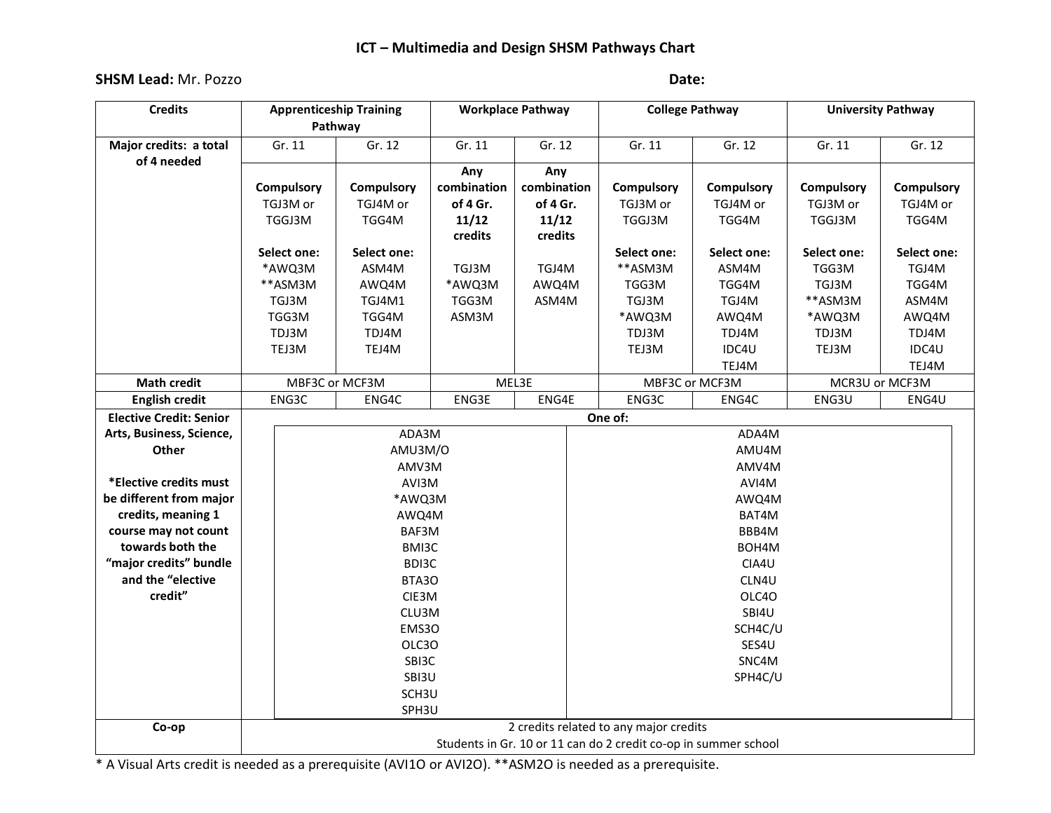## ICT – Multimedia and Design SHSM Pathways Chart

**SHSM Lead:** Mr. Pozzo **Date:**

| Credits | Apprenticeship Training Pathway | | Workplace Pathway | | College Pathway | | University Pathway | |
|---|---|---|---|---|---|---|---|---|
| **Major credits: a total of 4 needed** | Gr. 11 | Gr. 12 | Gr. 11 | Gr. 12 | Gr. 11 | Gr. 12 | Gr. 11 | Gr. 12 |
| | **Compulsory** TGJ3M or TGGJ3M<br><br>**Select one:** *AWQ3M **ASM3M TGJ3M TGG3M TDJ3M TEJ3M | **Compulsory** TGJ4M or TGG4M<br><br>**Select one:** ASM4M AWQ4M TGJ4M1 TGG4M TDJ4M TEJ4M | **Any combination of 4 Gr. 11/12 credits**<br><br>TGJ3M *AWQ3M TGG3M ASM3M | **Any combination of 4 Gr. 11/12 credits**<br><br>TGJ4M AWQ4M ASM4M | **Compulsory** TGJ3M or TGGJ3M<br><br>**Select one:** **ASM3M TGG3M TGJ3M *AWQ3M TDJ3M TEJ3M | **Compulsory** TGJ4M or TGG4M<br><br>**Select one:** ASM4M TGG4M TGJ4M AWQ4M TDJ4M IDC4U TEJ4M | **Compulsory** TGJ3M or TGGJ3M<br><br>**Select one:** TGG3M TGJ3M **ASM3M *AWQ3M TDJ3M TEJ3M | **Compulsory** TGJ4M or TGG4M<br><br>**Select one:** TGJ4M TGG4M ASM4M AWQ4M TDJ4M IDC4U TEJ4M |
| **Math credit** | MBF3C or MCF3M | | MEL3E | | MBF3C or MCF3M | | MCR3U or MCF3M | |
| **English credit** | ENG3C | ENG4C | ENG3E | ENG4E | ENG3C | ENG4C | ENG3U | ENG4U |
| **Elective Credit: Senior Arts, Business, Science, Other**<br><br>***Elective credits must be different from major credits, meaning 1 course may not count towards both the "major credits" bundle and the "elective credit"** | **One of:**<br><br>ADA3M AMU3M/O AMV3M AVI3M *AWQ3M AWQ4M BAF3M BMI3C BDI3C BTA3O CIE3M CLU3M EMS3O OLC3O SBI3C SBI3U SCH3U SPH3U | | | | ADA4M AMU4M AMV4M AVI4M AWQ4M BAT4M BBB4M BOH4M CIA4U CLN4U OLC4O SBI4U SCH4C/U SES4U SNC4M SPH4C/U | | | |
| **Co-op** | 2 credits related to any major credits<br>Students in Gr. 10 or 11 can do 2 credit co-op in summer school | | | | | | | |

* A Visual Arts credit is needed as a prerequisite (AVI1O or AVI2O). **ASM2O is needed as a prerequisite.